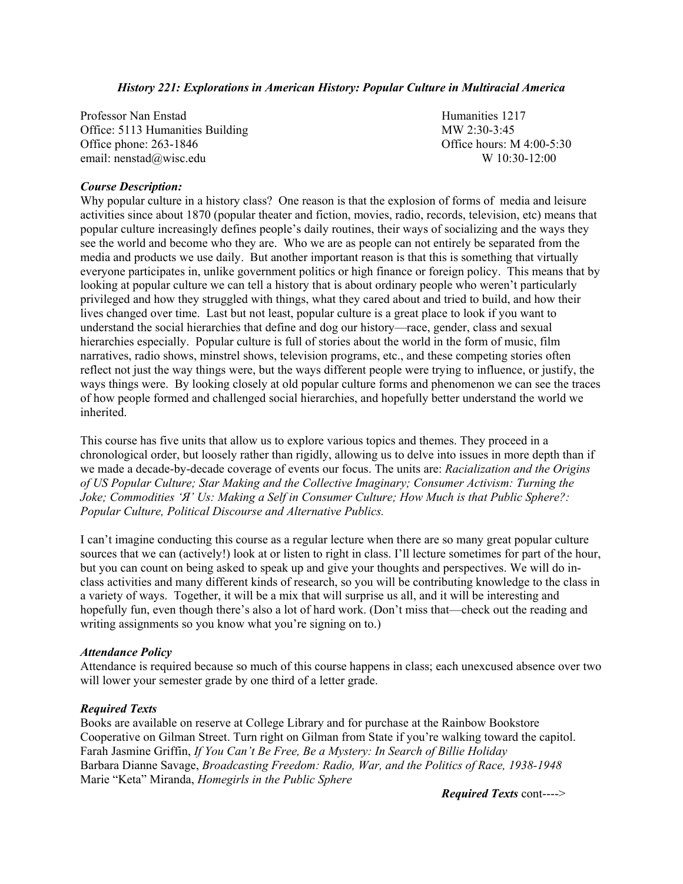### *History 221: Explorations in American History: Popular Culture in Multiracial America*

Professor Nan Enstad
Office: 5113 Humanities Building
Office phone: 263-1846
email: nenstad@wisc.edu

Humanities 1217
MW 2:30-3:45
Office hours: M 4:00-5:30
W 10:30-12:00

#### *Course Description:*

Why popular culture in a history class? One reason is that the explosion of forms of media and leisure activities since about 1870 (popular theater and fiction, movies, radio, records, television, etc) means that popular culture increasingly defines people's daily routines, their ways of socializing and the ways they see the world and become who they are. Who we are as people can not entirely be separated from the media and products we use daily. But another important reason is that this is something that virtually everyone participates in, unlike government politics or high finance or foreign policy. This means that by looking at popular culture we can tell a history that is about ordinary people who weren't particularly privileged and how they struggled with things, what they cared about and tried to build, and how their lives changed over time. Last but not least, popular culture is a great place to look if you want to understand the social hierarchies that define and dog our history—race, gender, class and sexual hierarchies especially. Popular culture is full of stories about the world in the form of music, film narratives, radio shows, minstrel shows, television programs, etc., and these competing stories often reflect not just the way things were, but the ways different people were trying to influence, or justify, the ways things were. By looking closely at old popular culture forms and phenomenon we can see the traces of how people formed and challenged social hierarchies, and hopefully better understand the world we inherited.

This course has five units that allow us to explore various topics and themes. They proceed in a chronological order, but loosely rather than rigidly, allowing us to delve into issues in more depth than if we made a decade-by-decade coverage of events our focus. The units are: *Racialization and the Origins of US Popular Culture; Star Making and the Collective Imaginary; Consumer Activism: Turning the Joke; Commodities 'Я' Us: Making a Self in Consumer Culture; How Much is that Public Sphere?: Popular Culture, Political Discourse and Alternative Publics.*

I can't imagine conducting this course as a regular lecture when there are so many great popular culture sources that we can (actively!) look at or listen to right in class. I'll lecture sometimes for part of the hour, but you can count on being asked to speak up and give your thoughts and perspectives. We will do in-class activities and many different kinds of research, so you will be contributing knowledge to the class in a variety of ways. Together, it will be a mix that will surprise us all, and it will be interesting and hopefully fun, even though there's also a lot of hard work. (Don't miss that—check out the reading and writing assignments so you know what you're signing on to.)

#### *Attendance Policy*

Attendance is required because so much of this course happens in class; each unexcused absence over two will lower your semester grade by one third of a letter grade.

#### *Required Texts*

Books are available on reserve at College Library and for purchase at the Rainbow Bookstore Cooperative on Gilman Street. Turn right on Gilman from State if you're walking toward the capitol.
Farah Jasmine Griffin, *If You Can't Be Free, Be a Mystery: In Search of Billie Holiday*
Barbara Dianne Savage, *Broadcasting Freedom: Radio, War, and the Politics of Race, 1938-1948*
Marie "Keta" Miranda, *Homegirls in the Public Sphere*

***Required Texts*** cont---->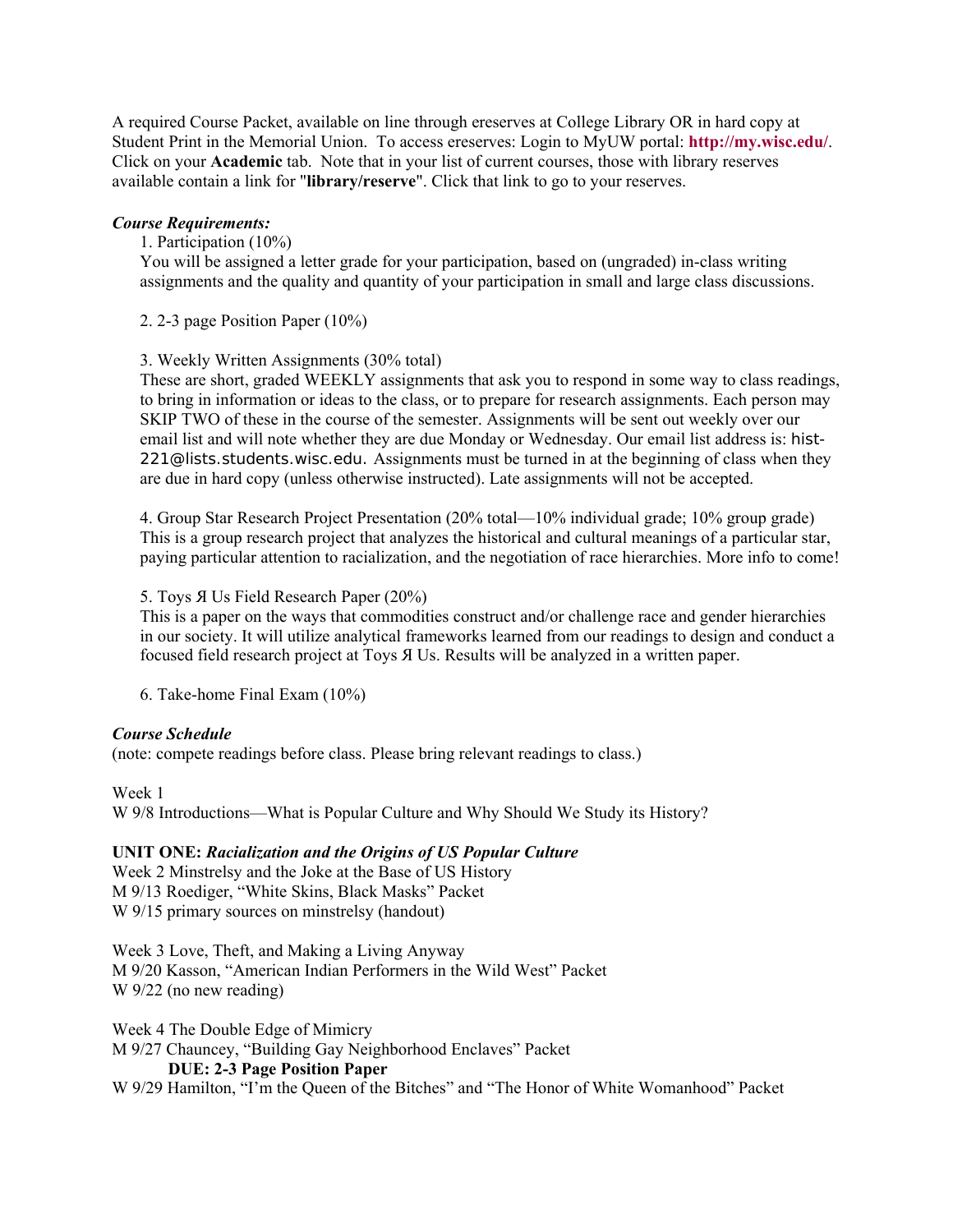A required Course Packet, available on line through ereserves at College Library OR in hard copy at Student Print in the Memorial Union. To access ereserves: Login to MyUW portal: **http://my.wisc.edu/**. Click on your **Academic** tab. Note that in your list of current courses, those with library reserves available contain a link for "**library/reserve**". Click that link to go to your reserves.

***Course Requirements:***

1. Participation (10%)
   You will be assigned a letter grade for your participation, based on (ungraded) in-class writing assignments and the quality and quantity of your participation in small and large class discussions.

2. 2-3 page Position Paper (10%)

3. Weekly Written Assignments (30% total)
   These are short, graded WEEKLY assignments that ask you to respond in some way to class readings, to bring in information or ideas to the class, or to prepare for research assignments. Each person may SKIP TWO of these in the course of the semester. Assignments will be sent out weekly over our email list and will note whether they are due Monday or Wednesday. Our email list address is: hist-221@lists.students.wisc.edu. Assignments must be turned in at the beginning of class when they are due in hard copy (unless otherwise instructed). Late assignments will not be accepted.

4. Group Star Research Project Presentation (20% total—10% individual grade; 10% group grade)
   This is a group research project that analyzes the historical and cultural meanings of a particular star, paying particular attention to racialization, and the negotiation of race hierarchies. More info to come!

5. Toys Я Us Field Research Paper (20%)
   This is a paper on the ways that commodities construct and/or challenge race and gender hierarchies in our society. It will utilize analytical frameworks learned from our readings to design and conduct a focused field research project at Toys Я Us. Results will be analyzed in a written paper.

6. Take-home Final Exam (10%)

***Course Schedule***

(note: compete readings before class. Please bring relevant readings to class.)

Week 1
W 9/8 Introductions—What is Popular Culture and Why Should We Study its History?

**UNIT ONE:** ***Racialization and the Origins of US Popular Culture***

Week 2 Minstrelsy and the Joke at the Base of US History
M 9/13 Roediger, "White Skins, Black Masks" Packet
W 9/15 primary sources on minstrelsy (handout)

Week 3 Love, Theft, and Making a Living Anyway
M 9/20 Kasson, "American Indian Performers in the Wild West" Packet
W 9/22 (no new reading)

Week 4 The Double Edge of Mimicry
M 9/27 Chauncey, "Building Gay Neighborhood Enclaves" Packet
**DUE: 2-3 Page Position Paper**
W 9/29 Hamilton, "I'm the Queen of the Bitches" and "The Honor of White Womanhood" Packet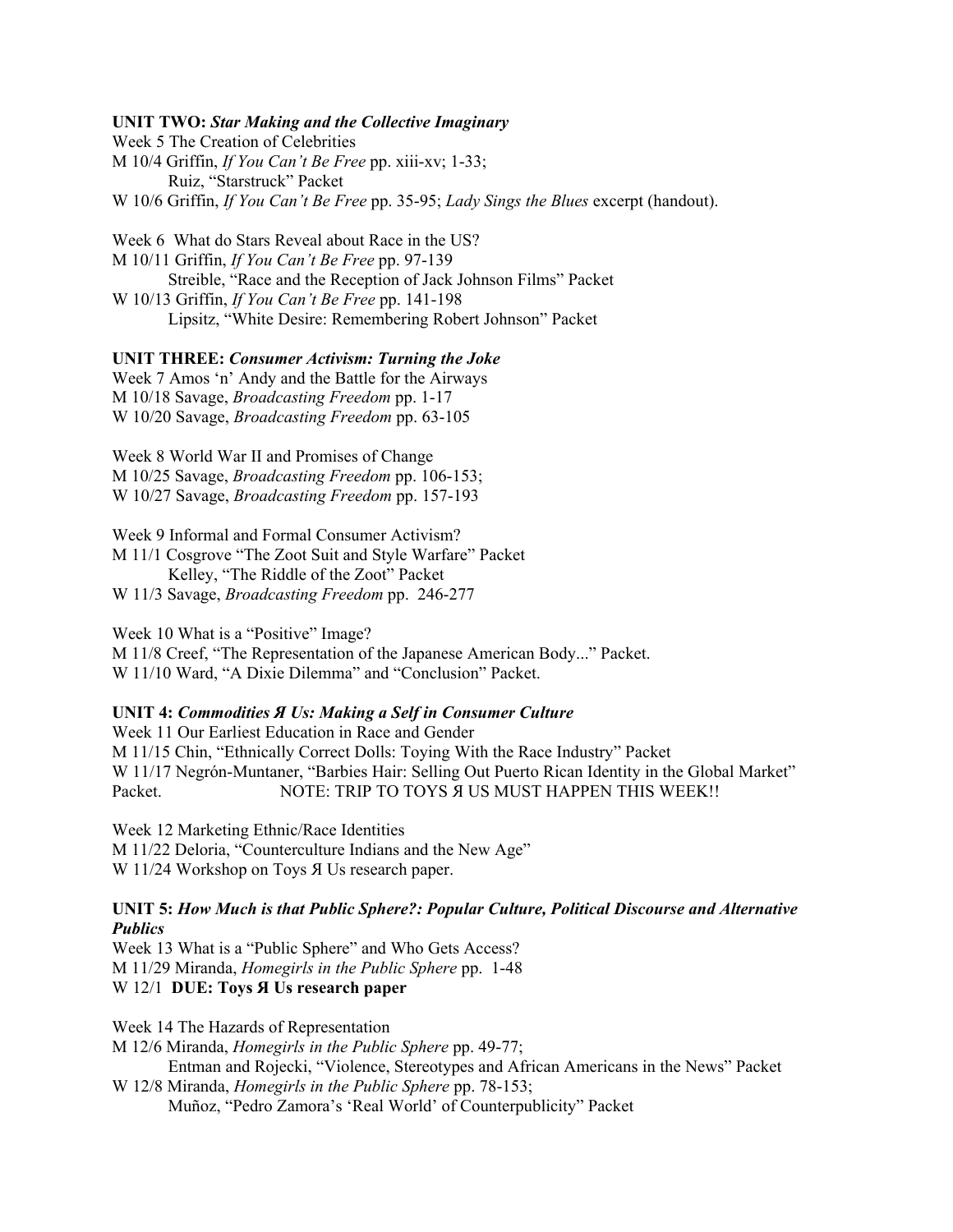**UNIT TWO:** ***Star Making and the Collective Imaginary***

Week 5 The Creation of Celebrities

M 10/4 Griffin, *If You Can't Be Free* pp. xiii-xv; 1-33;
Ruiz, "Starstruck" Packet

W 10/6 Griffin, *If You Can't Be Free* pp. 35-95; *Lady Sings the Blues* excerpt (handout).

Week 6 What do Stars Reveal about Race in the US?

M 10/11 Griffin, *If You Can't Be Free* pp. 97-139
Streible, "Race and the Reception of Jack Johnson Films" Packet

W 10/13 Griffin, *If You Can't Be Free* pp. 141-198
Lipsitz, "White Desire: Remembering Robert Johnson" Packet

**UNIT THREE:** ***Consumer Activism: Turning the Joke***

Week 7 Amos 'n' Andy and the Battle for the Airways

M 10/18 Savage, *Broadcasting Freedom* pp. 1-17

W 10/20 Savage, *Broadcasting Freedom* pp. 63-105

Week 8 World War II and Promises of Change

M 10/25 Savage, *Broadcasting Freedom* pp. 106-153;

W 10/27 Savage, *Broadcasting Freedom* pp. 157-193

Week 9 Informal and Formal Consumer Activism?

M 11/1 Cosgrove "The Zoot Suit and Style Warfare" Packet
Kelley, "The Riddle of the Zoot" Packet

W 11/3 Savage, *Broadcasting Freedom* pp. 246-277

Week 10 What is a "Positive" Image?

M 11/8 Creef, "The Representation of the Japanese American Body..." Packet.

W 11/10 Ward, "A Dixie Dilemma" and "Conclusion" Packet.

**UNIT 4:** ***Commodities Я Us: Making a Self in Consumer Culture***

Week 11 Our Earliest Education in Race and Gender

M 11/15 Chin, "Ethnically Correct Dolls: Toying With the Race Industry" Packet

W 11/17 Negrón-Muntaner, "Barbies Hair: Selling Out Puerto Rican Identity in the Global Market" Packet. NOTE: TRIP TO TOYS Я US MUST HAPPEN THIS WEEK!!

Week 12 Marketing Ethnic/Race Identities

M 11/22 Deloria, "Counterculture Indians and the New Age"

W 11/24 Workshop on Toys Я Us research paper.

**UNIT 5:** ***How Much is that Public Sphere?: Popular Culture, Political Discourse and Alternative Publics***

Week 13 What is a "Public Sphere" and Who Gets Access?

M 11/29 Miranda, *Homegirls in the Public Sphere* pp. 1-48

W 12/1 **DUE: Toys Я Us research paper**

Week 14 The Hazards of Representation

M 12/6 Miranda, *Homegirls in the Public Sphere* pp. 49-77;
Entman and Rojecki, "Violence, Stereotypes and African Americans in the News" Packet

W 12/8 Miranda, *Homegirls in the Public Sphere* pp. 78-153;
Muñoz, "Pedro Zamora's 'Real World' of Counterpublicity" Packet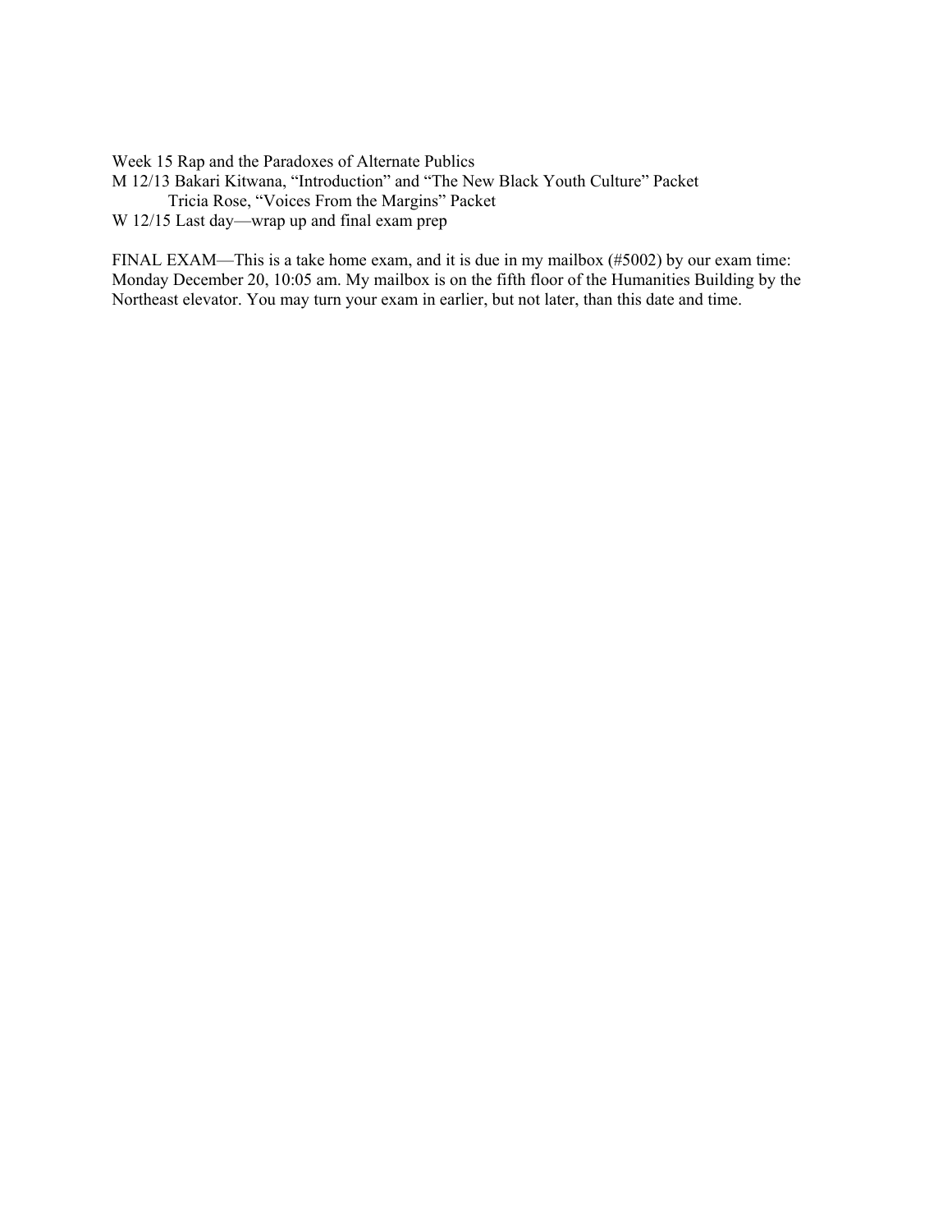Week 15 Rap and the Paradoxes of Alternate Publics

M 12/13 Bakari Kitwana, "Introduction" and "The New Black Youth Culture" Packet
Tricia Rose, "Voices From the Margins" Packet

W 12/15 Last day—wrap up and final exam prep

FINAL EXAM—This is a take home exam, and it is due in my mailbox (#5002) by our exam time: Monday December 20, 10:05 am. My mailbox is on the fifth floor of the Humanities Building by the Northeast elevator. You may turn your exam in earlier, but not later, than this date and time.